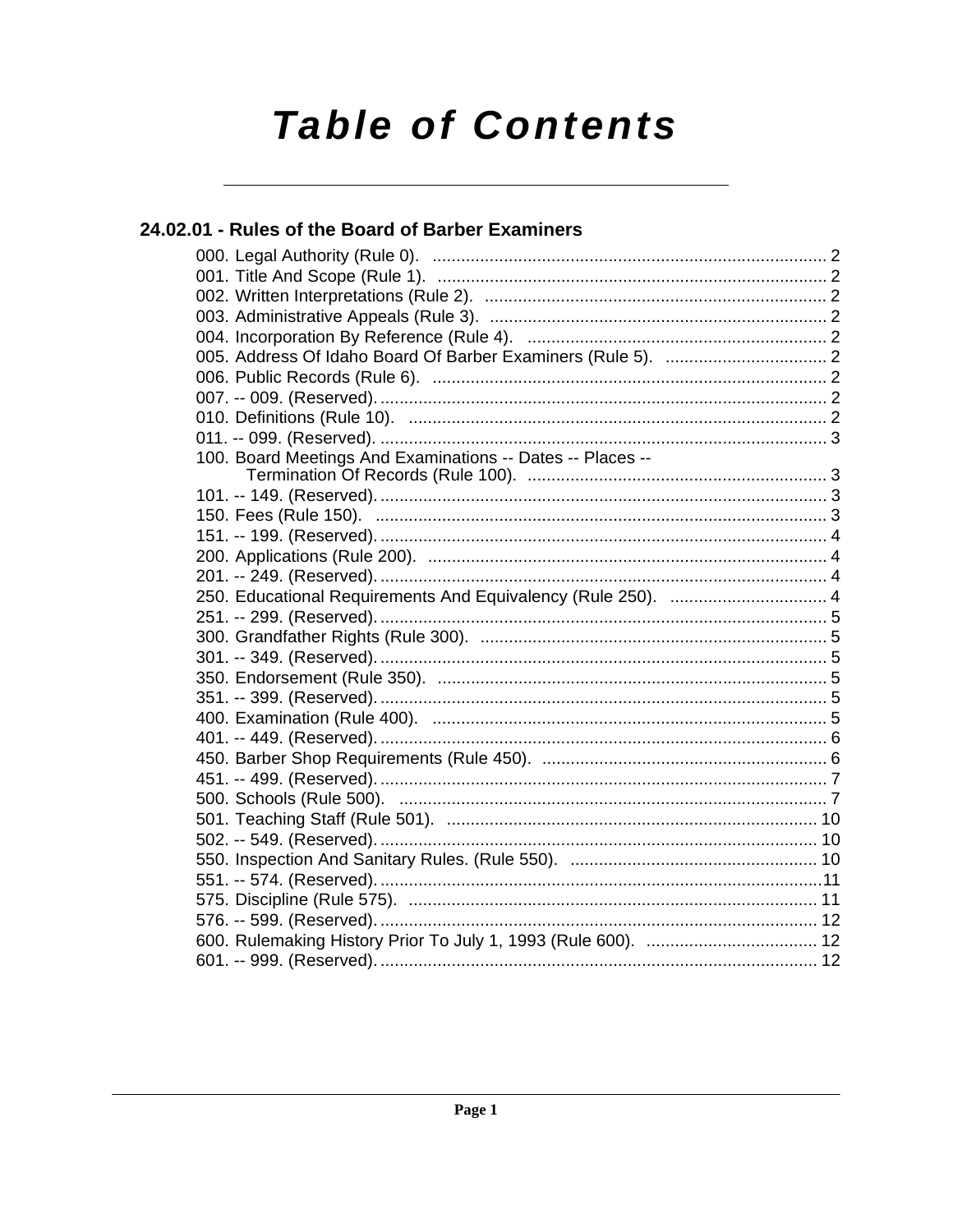# Table of Contents

## 24.02.01 - Rules of the Board of Barber Examiners

000. Legal Authority (Rule 0). ... 2
001. Title And Scope (Rule 1). ... 2
002. Written Interpretations (Rule 2). ... 2
003. Administrative Appeals (Rule 3). ... 2
004. Incorporation By Reference (Rule 4). ... 2
005. Address Of Idaho Board Of Barber Examiners (Rule 5). ... 2
006. Public Records (Rule 6). ... 2
007. -- 009. (Reserved). ... 2
010. Definitions (Rule 10). ... 2
011. -- 099. (Reserved). ... 3
100. Board Meetings And Examinations -- Dates -- Places -- Termination Of Records (Rule 100). ... 3
101. -- 149. (Reserved). ... 3
150. Fees (Rule 150). ... 3
151. -- 199. (Reserved). ... 4
200. Applications (Rule 200). ... 4
201. -- 249. (Reserved). ... 4
250. Educational Requirements And Equivalency (Rule 250). ... 4
251. -- 299. (Reserved). ... 5
300. Grandfather Rights (Rule 300). ... 5
301. -- 349. (Reserved). ... 5
350. Endorsement (Rule 350). ... 5
351. -- 399. (Reserved). ... 5
400. Examination (Rule 400). ... 5
401. -- 449. (Reserved). ... 6
450. Barber Shop Requirements (Rule 450). ... 6
451. -- 499. (Reserved). ... 7
500. Schools (Rule 500). ... 7
501. Teaching Staff (Rule 501). ... 10
502. -- 549. (Reserved). ... 10
550. Inspection And Sanitary Rules. (Rule 550). ... 10
551. -- 574. (Reserved). ... 11
575. Discipline (Rule 575). ... 11
576. -- 599. (Reserved). ... 12
600. Rulemaking History Prior To July 1, 1993 (Rule 600). ... 12
601. -- 999. (Reserved). ... 12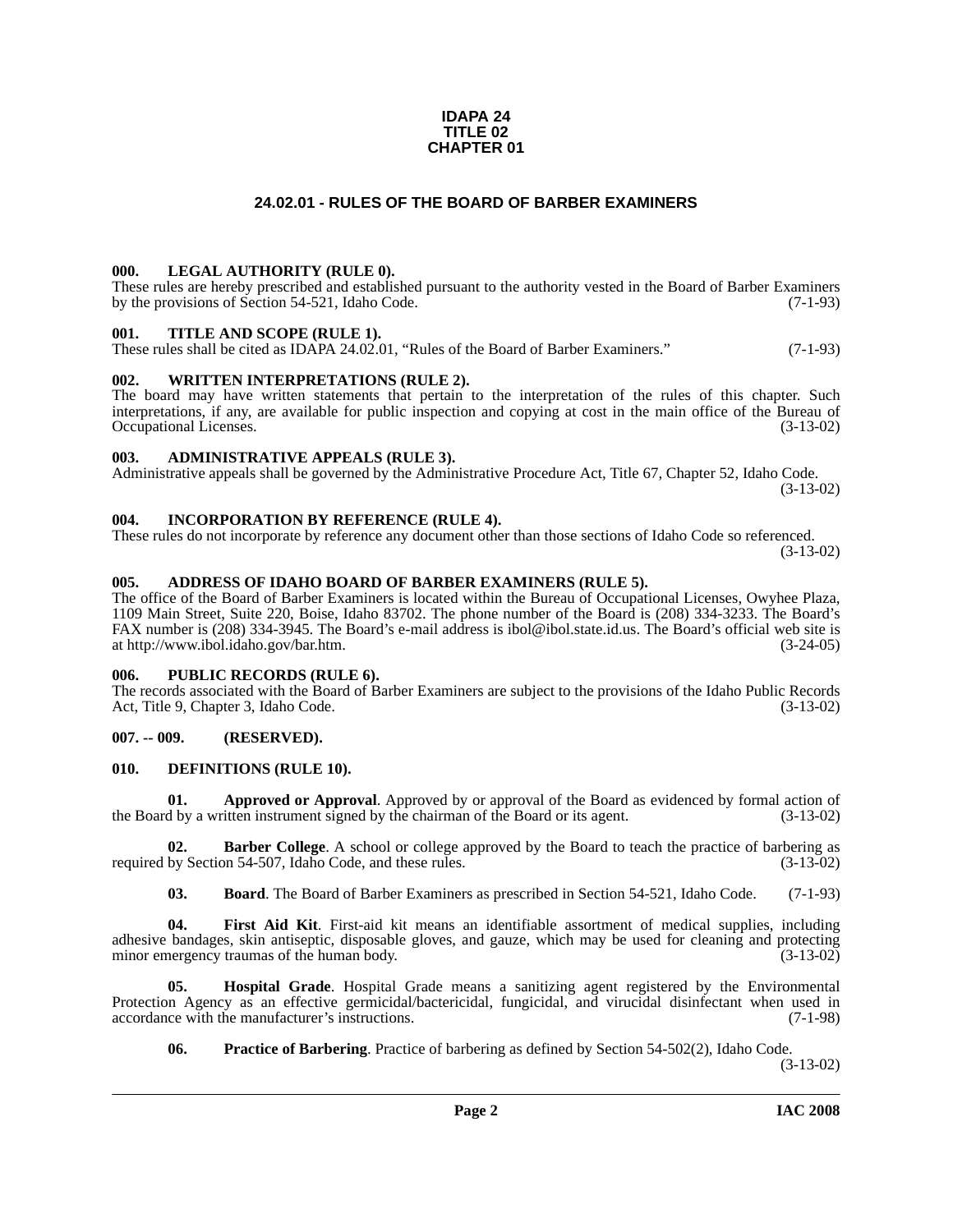**IDAPA 24**
**TITLE 02**
**CHAPTER 01**

# 24.02.01 - RULES OF THE BOARD OF BARBER EXAMINERS

### 000. LEGAL AUTHORITY (RULE 0).

These rules are hereby prescribed and established pursuant to the authority vested in the Board of Barber Examiners by the provisions of Section 54-521, Idaho Code. (7-1-93)

### 001. TITLE AND SCOPE (RULE 1).

These rules shall be cited as IDAPA 24.02.01, "Rules of the Board of Barber Examiners." (7-1-93)

### 002. WRITTEN INTERPRETATIONS (RULE 2).

The board may have written statements that pertain to the interpretation of the rules of this chapter. Such interpretations, if any, are available for public inspection and copying at cost in the main office of the Bureau of Occupational Licenses. (3-13-02)

### 003. ADMINISTRATIVE APPEALS (RULE 3).

Administrative appeals shall be governed by the Administrative Procedure Act, Title 67, Chapter 52, Idaho Code. (3-13-02)

### 004. INCORPORATION BY REFERENCE (RULE 4).

These rules do not incorporate by reference any document other than those sections of Idaho Code so referenced. (3-13-02)

### 005. ADDRESS OF IDAHO BOARD OF BARBER EXAMINERS (RULE 5).

The office of the Board of Barber Examiners is located within the Bureau of Occupational Licenses, Owyhee Plaza, 1109 Main Street, Suite 220, Boise, Idaho 83702. The phone number of the Board is (208) 334-3233. The Board's FAX number is (208) 334-3945. The Board's e-mail address is ibol@ibol.state.id.us. The Board's official web site is at http://www.ibol.idaho.gov/bar.htm. (3-24-05)

### 006. PUBLIC RECORDS (RULE 6).

The records associated with the Board of Barber Examiners are subject to the provisions of the Idaho Public Records Act, Title 9, Chapter 3, Idaho Code. (3-13-02)

### 007. -- 009. (RESERVED).

### 010. DEFINITIONS (RULE 10).

**01. Approved or Approval**. Approved by or approval of the Board as evidenced by formal action of the Board by a written instrument signed by the chairman of the Board or its agent. (3-13-02)

**02. Barber College**. A school or college approved by the Board to teach the practice of barbering as required by Section 54-507, Idaho Code, and these rules. (3-13-02)

**03. Board**. The Board of Barber Examiners as prescribed in Section 54-521, Idaho Code. (7-1-93)

**04. First Aid Kit**. First-aid kit means an identifiable assortment of medical supplies, including adhesive bandages, skin antiseptic, disposable gloves, and gauze, which may be used for cleaning and protecting minor emergency traumas of the human body. (3-13-02)

**05. Hospital Grade**. Hospital Grade means a sanitizing agent registered by the Environmental Protection Agency as an effective germicidal/bactericidal, fungicidal, and virucidal disinfectant when used in accordance with the manufacturer's instructions. (7-1-98)

**06. Practice of Barbering**. Practice of barbering as defined by Section 54-502(2), Idaho Code. (3-13-02)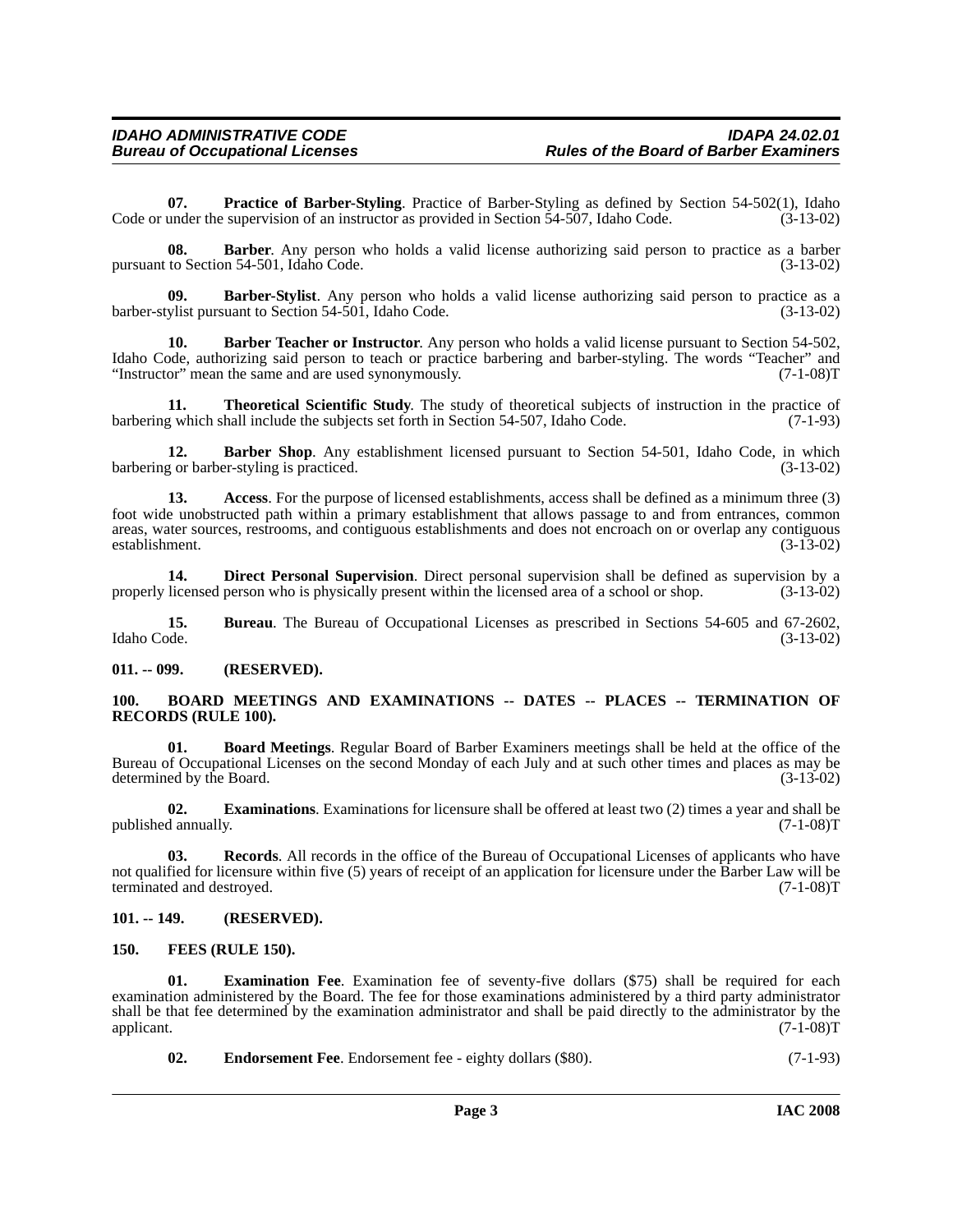**07. Practice of Barber-Styling**. Practice of Barber-Styling as defined by Section 54-502(1), Idaho Code or under the supervision of an instructor as provided in Section 54-507, Idaho Code. (3-13-02)

**08. Barber**. Any person who holds a valid license authorizing said person to practice as a barber pursuant to Section 54-501, Idaho Code. (3-13-02)

**09. Barber-Stylist**. Any person who holds a valid license authorizing said person to practice as a barber-stylist pursuant to Section 54-501, Idaho Code. (3-13-02)

**10. Barber Teacher or Instructor**. Any person who holds a valid license pursuant to Section 54-502, Idaho Code, authorizing said person to teach or practice barbering and barber-styling. The words "Teacher" and "Instructor" mean the same and are used synonymously. (7-1-08)T

**11. Theoretical Scientific Study**. The study of theoretical subjects of instruction in the practice of barbering which shall include the subjects set forth in Section 54-507, Idaho Code. (7-1-93)

**12. Barber Shop**. Any establishment licensed pursuant to Section 54-501, Idaho Code, in which barbering or barber-styling is practiced. (3-13-02)

**13. Access**. For the purpose of licensed establishments, access shall be defined as a minimum three (3) foot wide unobstructed path within a primary establishment that allows passage to and from entrances, common areas, water sources, restrooms, and contiguous establishments and does not encroach on or overlap any contiguous establishment. (3-13-02)

**14. Direct Personal Supervision**. Direct personal supervision shall be defined as supervision by a properly licensed person who is physically present within the licensed area of a school or shop. (3-13-02)

**15. Bureau**. The Bureau of Occupational Licenses as prescribed in Sections 54-605 and 67-2602, Idaho Code. (3-13-02)

## 011. -- 099. (RESERVED).

## 100. BOARD MEETINGS AND EXAMINATIONS -- DATES -- PLACES -- TERMINATION OF RECORDS (RULE 100).

**01. Board Meetings**. Regular Board of Barber Examiners meetings shall be held at the office of the Bureau of Occupational Licenses on the second Monday of each July and at such other times and places as may be determined by the Board. (3-13-02)

**02. Examinations**. Examinations for licensure shall be offered at least two (2) times a year and shall be published annually. (7-1-08)T

**03. Records**. All records in the office of the Bureau of Occupational Licenses of applicants who have not qualified for licensure within five (5) years of receipt of an application for licensure under the Barber Law will be terminated and destroyed. (7-1-08)T

## 101. -- 149. (RESERVED).

## 150. FEES (RULE 150).

**01. Examination Fee**. Examination fee of seventy-five dollars ($75) shall be required for each examination administered by the Board. The fee for those examinations administered by a third party administrator shall be that fee determined by the examination administrator and shall be paid directly to the administrator by the applicant. (7-1-08)T

**02. Endorsement Fee**. Endorsement fee - eighty dollars ($80). (7-1-93)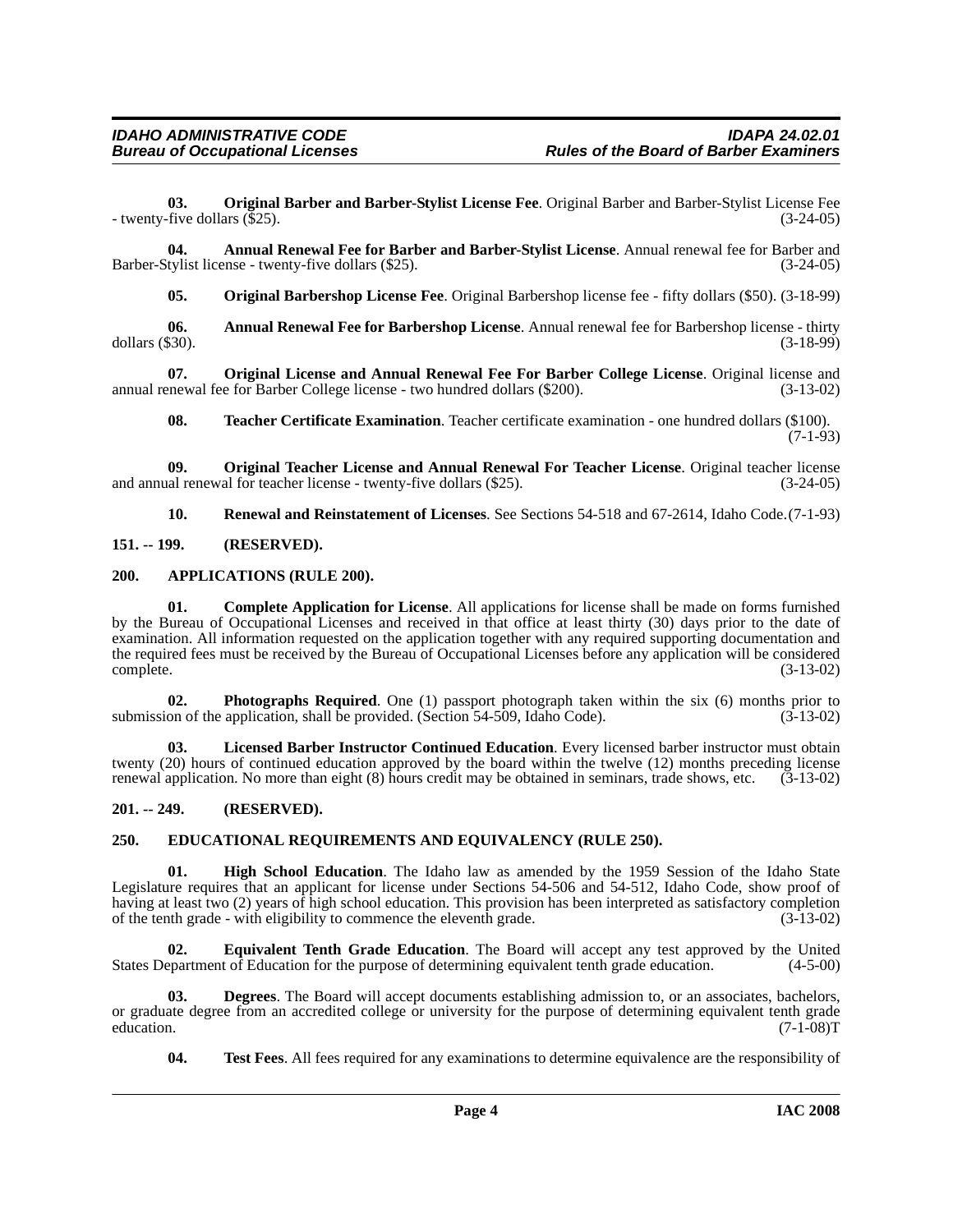**03. Original Barber and Barber-Stylist License Fee**. Original Barber and Barber-Stylist License Fee - twenty-five dollars ($25). (3-24-05)

**04. Annual Renewal Fee for Barber and Barber-Stylist License**. Annual renewal fee for Barber and Barber-Stylist license - twenty-five dollars ($25). (3-24-05)

**05. Original Barbershop License Fee**. Original Barbershop license fee - fifty dollars ($50). (3-18-99)

**06. Annual Renewal Fee for Barbershop License**. Annual renewal fee for Barbershop license - thirty dollars ($30). (3-18-99)

**07. Original License and Annual Renewal Fee For Barber College License**. Original license and annual renewal fee for Barber College license - two hundred dollars ($200). (3-13-02)

**08. Teacher Certificate Examination**. Teacher certificate examination - one hundred dollars ($100). (7-1-93)

**09. Original Teacher License and Annual Renewal For Teacher License**. Original teacher license and annual renewal for teacher license - twenty-five dollars ($25). (3-24-05)

**10. Renewal and Reinstatement of Licenses**. See Sections 54-518 and 67-2614, Idaho Code.(7-1-93)

## 151. -- 199. (RESERVED).

## 200. APPLICATIONS (RULE 200).

**01. Complete Application for License**. All applications for license shall be made on forms furnished by the Bureau of Occupational Licenses and received in that office at least thirty (30) days prior to the date of examination. All information requested on the application together with any required supporting documentation and the required fees must be received by the Bureau of Occupational Licenses before any application will be considered complete. (3-13-02)

**02. Photographs Required**. One (1) passport photograph taken within the six (6) months prior to submission of the application, shall be provided. (Section 54-509, Idaho Code). (3-13-02)

**03. Licensed Barber Instructor Continued Education**. Every licensed barber instructor must obtain twenty (20) hours of continued education approved by the board within the twelve (12) months preceding license renewal application. No more than eight (8) hours credit may be obtained in seminars, trade shows, etc. (3-13-02)

## 201. -- 249. (RESERVED).

## 250. EDUCATIONAL REQUIREMENTS AND EQUIVALENCY (RULE 250).

**01. High School Education**. The Idaho law as amended by the 1959 Session of the Idaho State Legislature requires that an applicant for license under Sections 54-506 and 54-512, Idaho Code, show proof of having at least two (2) years of high school education. This provision has been interpreted as satisfactory completion of the tenth grade - with eligibility to commence the eleventh grade. (3-13-02)

**02. Equivalent Tenth Grade Education**. The Board will accept any test approved by the United States Department of Education for the purpose of determining equivalent tenth grade education. (4-5-00)

**03. Degrees**. The Board will accept documents establishing admission to, or an associates, bachelors, or graduate degree from an accredited college or university for the purpose of determining equivalent tenth grade education. (7-1-08)T

**04. Test Fees**. All fees required for any examinations to determine equivalence are the responsibility of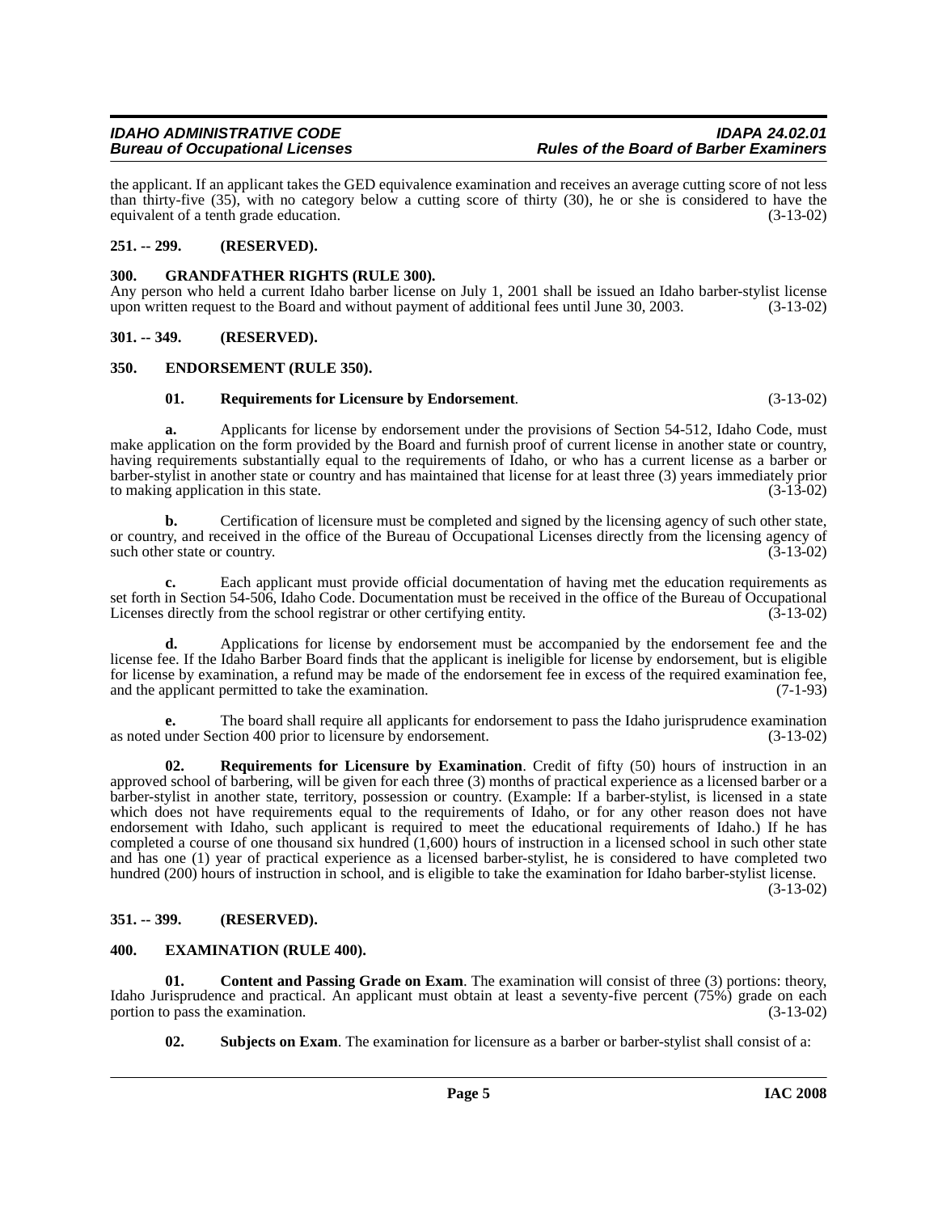the applicant. If an applicant takes the GED equivalence examination and receives an average cutting score of not less than thirty-five (35), with no category below a cutting score of thirty (30), he or she is considered to have the equivalent of a tenth grade education. (3-13-02)

**251. -- 299. (RESERVED).**

**300. GRANDFATHER RIGHTS (RULE 300).**

Any person who held a current Idaho barber license on July 1, 2001 shall be issued an Idaho barber-stylist license upon written request to the Board and without payment of additional fees until June 30, 2003. (3-13-02)

**301. -- 349. (RESERVED).**

**350. ENDORSEMENT (RULE 350).**

**01. Requirements for Licensure by Endorsement**. (3-13-02)

**a.** Applicants for license by endorsement under the provisions of Section 54-512, Idaho Code, must make application on the form provided by the Board and furnish proof of current license in another state or country, having requirements substantially equal to the requirements of Idaho, or who has a current license as a barber or barber-stylist in another state or country and has maintained that license for at least three (3) years immediately prior to making application in this state. (3-13-02)

**b.** Certification of licensure must be completed and signed by the licensing agency of such other state, or country, and received in the office of the Bureau of Occupational Licenses directly from the licensing agency of such other state or country. (3-13-02)

**c.** Each applicant must provide official documentation of having met the education requirements as set forth in Section 54-506, Idaho Code. Documentation must be received in the office of the Bureau of Occupational Licenses directly from the school registrar or other certifying entity. (3-13-02)

**d.** Applications for license by endorsement must be accompanied by the endorsement fee and the license fee. If the Idaho Barber Board finds that the applicant is ineligible for license by endorsement, but is eligible for license by examination, a refund may be made of the endorsement fee in excess of the required examination fee, and the applicant permitted to take the examination. (7-1-93)

**e.** The board shall require all applicants for endorsement to pass the Idaho jurisprudence examination as noted under Section 400 prior to licensure by endorsement. (3-13-02)

**02. Requirements for Licensure by Examination**. Credit of fifty (50) hours of instruction in an approved school of barbering, will be given for each three (3) months of practical experience as a licensed barber or a barber-stylist in another state, territory, possession or country. (Example: If a barber-stylist, is licensed in a state which does not have requirements equal to the requirements of Idaho, or for any other reason does not have endorsement with Idaho, such applicant is required to meet the educational requirements of Idaho.) If he has completed a course of one thousand six hundred (1,600) hours of instruction in a licensed school in such other state and has one (1) year of practical experience as a licensed barber-stylist, he is considered to have completed two hundred (200) hours of instruction in school, and is eligible to take the examination for Idaho barber-stylist license. (3-13-02)

**351. -- 399. (RESERVED).**

**400. EXAMINATION (RULE 400).**

**01. Content and Passing Grade on Exam**. The examination will consist of three (3) portions: theory, Idaho Jurisprudence and practical. An applicant must obtain at least a seventy-five percent (75%) grade on each portion to pass the examination. (3-13-02)

**02. Subjects on Exam**. The examination for licensure as a barber or barber-stylist shall consist of a: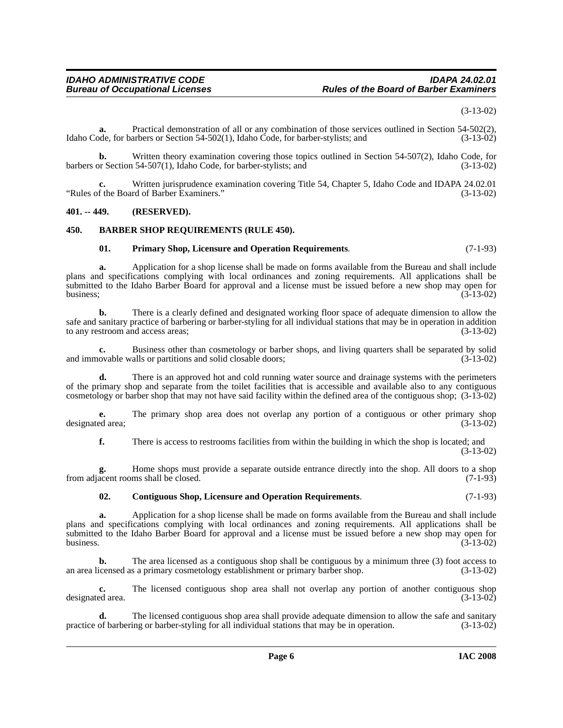(3-13-02)

**a.** Practical demonstration of all or any combination of those services outlined in Section 54-502(2), Idaho Code, for barbers or Section 54-502(1), Idaho Code, for barber-stylists; and (3-13-02)

**b.** Written theory examination covering those topics outlined in Section 54-507(2), Idaho Code, for barbers or Section 54-507(1), Idaho Code, for barber-stylists; and (3-13-02)

**c.** Written jurisprudence examination covering Title 54, Chapter 5, Idaho Code and IDAPA 24.02.01 "Rules of the Board of Barber Examiners." (3-13-02)

## 401. -- 449. (RESERVED).

## 450. BARBER SHOP REQUIREMENTS (RULE 450).

**01. Primary Shop, Licensure and Operation Requirements**. (7-1-93)

**a.** Application for a shop license shall be made on forms available from the Bureau and shall include plans and specifications complying with local ordinances and zoning requirements. All applications shall be submitted to the Idaho Barber Board for approval and a license must be issued before a new shop may open for business; (3-13-02)

**b.** There is a clearly defined and designated working floor space of adequate dimension to allow the safe and sanitary practice of barbering or barber-styling for all individual stations that may be in operation in addition to any restroom and access areas; (3-13-02)

**c.** Business other than cosmetology or barber shops, and living quarters shall be separated by solid and immovable walls or partitions and solid closable doors; (3-13-02)

**d.** There is an approved hot and cold running water source and drainage systems with the perimeters of the primary shop and separate from the toilet facilities that is accessible and available also to any contiguous cosmetology or barber shop that may not have said facility within the defined area of the contiguous shop; (3-13-02)

**e.** The primary shop area does not overlap any portion of a contiguous or other primary shop designated area; (3-13-02)

**f.** There is access to restrooms facilities from within the building in which the shop is located; and (3-13-02)

**g.** Home shops must provide a separate outside entrance directly into the shop. All doors to a shop from adjacent rooms shall be closed. (7-1-93)

**02. Contiguous Shop, Licensure and Operation Requirements**. (7-1-93)

**a.** Application for a shop license shall be made on forms available from the Bureau and shall include plans and specifications complying with local ordinances and zoning requirements. All applications shall be submitted to the Idaho Barber Board for approval and a license must be issued before a new shop may open for business. (3-13-02)

**b.** The area licensed as a contiguous shop shall be contiguous by a minimum three (3) foot access to an area licensed as a primary cosmetology establishment or primary barber shop. (3-13-02)

**c.** The licensed contiguous shop area shall not overlap any portion of another contiguous shop designated area. (3-13-02)

**d.** The licensed contiguous shop area shall provide adequate dimension to allow the safe and sanitary practice of barbering or barber-styling for all individual stations that may be in operation. (3-13-02)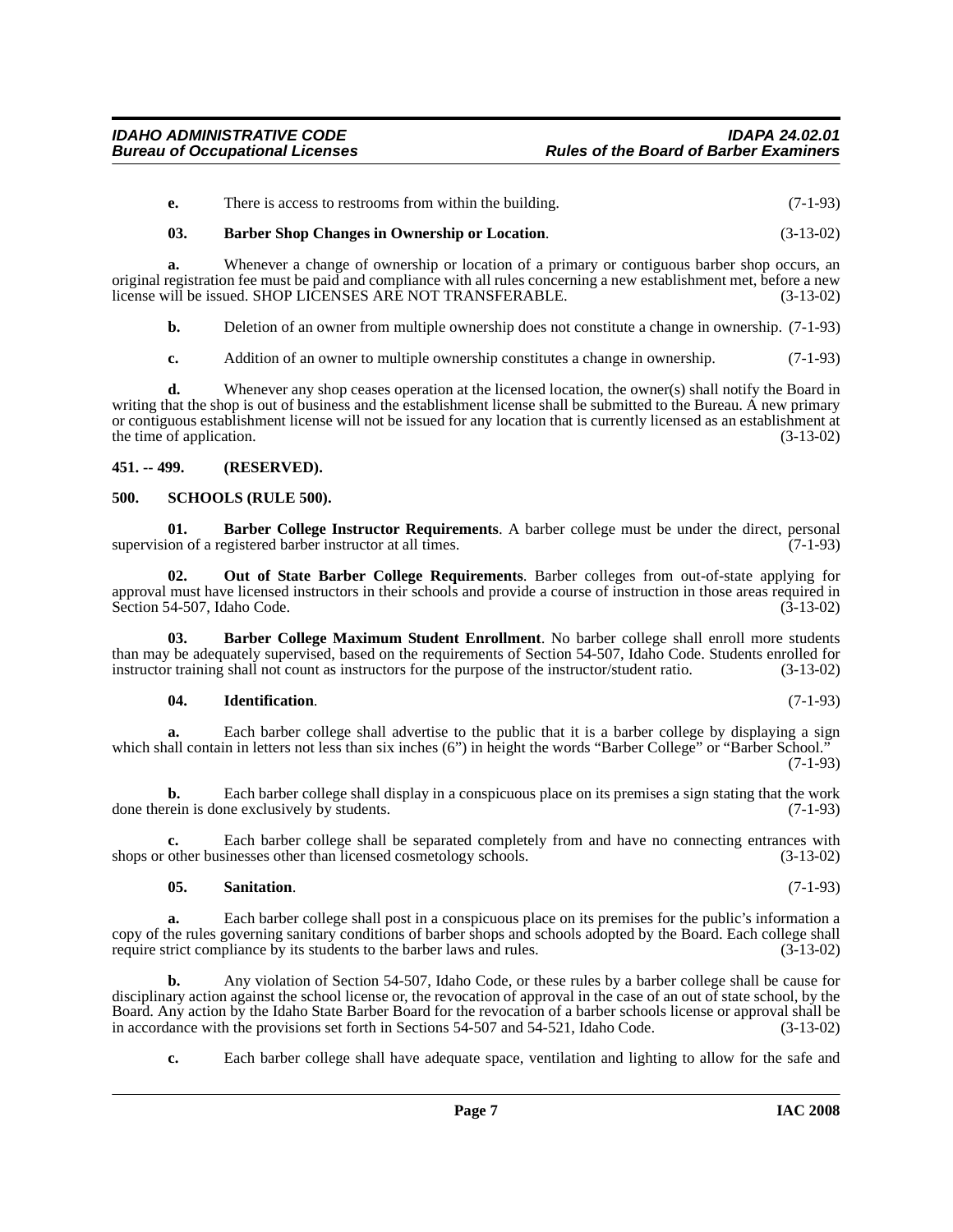**e.** There is access to restrooms from within the building. (7-1-93)

**03. Barber Shop Changes in Ownership or Location**. (3-13-02)

**a.** Whenever a change of ownership or location of a primary or contiguous barber shop occurs, an original registration fee must be paid and compliance with all rules concerning a new establishment met, before a new license will be issued. SHOP LICENSES ARE NOT TRANSFERABLE. (3-13-02)

**b.** Deletion of an owner from multiple ownership does not constitute a change in ownership. (7-1-93)

**c.** Addition of an owner to multiple ownership constitutes a change in ownership. (7-1-93)

**d.** Whenever any shop ceases operation at the licensed location, the owner(s) shall notify the Board in writing that the shop is out of business and the establishment license shall be submitted to the Bureau. A new primary or contiguous establishment license will not be issued for any location that is currently licensed as an establishment at the time of application. (3-13-02)

## 451. -- 499. (RESERVED).

## 500. SCHOOLS (RULE 500).

**01. Barber College Instructor Requirements**. A barber college must be under the direct, personal supervision of a registered barber instructor at all times. (7-1-93)

**02. Out of State Barber College Requirements**. Barber colleges from out-of-state applying for approval must have licensed instructors in their schools and provide a course of instruction in those areas required in Section 54-507, Idaho Code. (3-13-02)

**03. Barber College Maximum Student Enrollment**. No barber college shall enroll more students than may be adequately supervised, based on the requirements of Section 54-507, Idaho Code. Students enrolled for instructor training shall not count as instructors for the purpose of the instructor/student ratio. (3-13-02)

**04. Identification**. (7-1-93)

**a.** Each barber college shall advertise to the public that it is a barber college by displaying a sign which shall contain in letters not less than six inches (6") in height the words "Barber College" or "Barber School." (7-1-93)

**b.** Each barber college shall display in a conspicuous place on its premises a sign stating that the work done therein is done exclusively by students. (7-1-93)

**c.** Each barber college shall be separated completely from and have no connecting entrances with shops or other businesses other than licensed cosmetology schools. (3-13-02)

**05. Sanitation**. (7-1-93)

**a.** Each barber college shall post in a conspicuous place on its premises for the public's information a copy of the rules governing sanitary conditions of barber shops and schools adopted by the Board. Each college shall require strict compliance by its students to the barber laws and rules. (3-13-02)

**b.** Any violation of Section 54-507, Idaho Code, or these rules by a barber college shall be cause for disciplinary action against the school license or, the revocation of approval in the case of an out of state school, by the Board. Any action by the Idaho State Barber Board for the revocation of a barber schools license or approval shall be in accordance with the provisions set forth in Sections 54-507 and 54-521, Idaho Code. (3-13-02)

**c.** Each barber college shall have adequate space, ventilation and lighting to allow for the safe and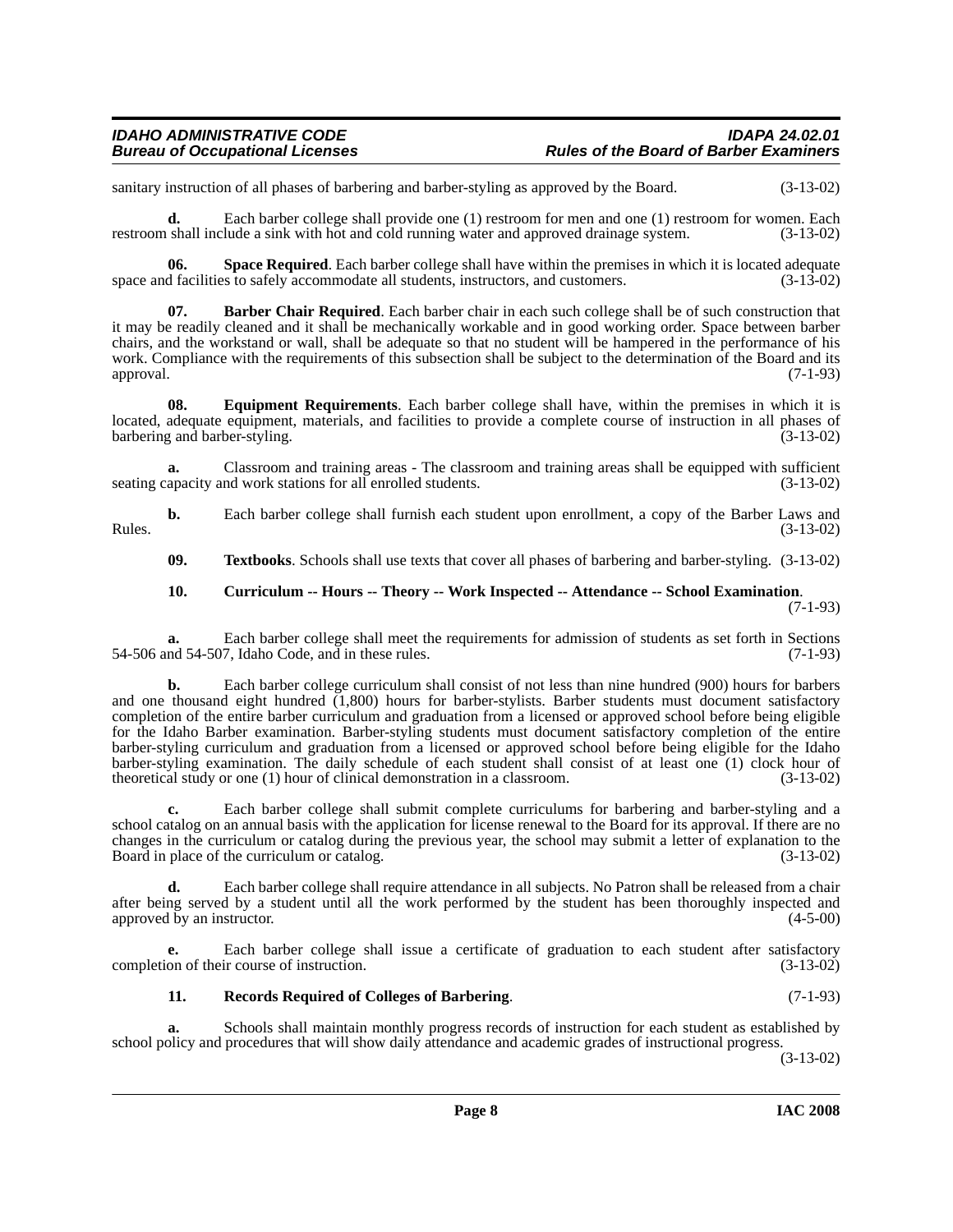sanitary instruction of all phases of barbering and barber-styling as approved by the Board. (3-13-02)

**d.** Each barber college shall provide one (1) restroom for men and one (1) restroom for women. Each restroom shall include a sink with hot and cold running water and approved drainage system. (3-13-02)

**06. Space Required**. Each barber college shall have within the premises in which it is located adequate space and facilities to safely accommodate all students, instructors, and customers. (3-13-02)

**07. Barber Chair Required**. Each barber chair in each such college shall be of such construction that it may be readily cleaned and it shall be mechanically workable and in good working order. Space between barber chairs, and the workstand or wall, shall be adequate so that no student will be hampered in the performance of his work. Compliance with the requirements of this subsection shall be subject to the determination of the Board and its approval. (7-1-93)

**08. Equipment Requirements**. Each barber college shall have, within the premises in which it is located, adequate equipment, materials, and facilities to provide a complete course of instruction in all phases of barbering and barber-styling. (3-13-02)

**a.** Classroom and training areas - The classroom and training areas shall be equipped with sufficient seating capacity and work stations for all enrolled students. (3-13-02)

**b.** Each barber college shall furnish each student upon enrollment, a copy of the Barber Laws and Rules. (3-13-02)

**09. Textbooks**. Schools shall use texts that cover all phases of barbering and barber-styling. (3-13-02)

**10. Curriculum -- Hours -- Theory -- Work Inspected -- Attendance -- School Examination**. (7-1-93)

**a.** Each barber college shall meet the requirements for admission of students as set forth in Sections 54-506 and 54-507, Idaho Code, and in these rules. (7-1-93)

**b.** Each barber college curriculum shall consist of not less than nine hundred (900) hours for barbers and one thousand eight hundred (1,800) hours for barber-stylists. Barber students must document satisfactory completion of the entire barber curriculum and graduation from a licensed or approved school before being eligible for the Idaho Barber examination. Barber-styling students must document satisfactory completion of the entire barber-styling curriculum and graduation from a licensed or approved school before being eligible for the Idaho barber-styling examination. The daily schedule of each student shall consist of at least one (1) clock hour of theoretical study or one (1) hour of clinical demonstration in a classroom. (3-13-02)

**c.** Each barber college shall submit complete curriculums for barbering and barber-styling and a school catalog on an annual basis with the application for license renewal to the Board for its approval. If there are no changes in the curriculum or catalog during the previous year, the school may submit a letter of explanation to the Board in place of the curriculum or catalog. (3-13-02)

**d.** Each barber college shall require attendance in all subjects. No Patron shall be released from a chair after being served by a student until all the work performed by the student has been thoroughly inspected and approved by an instructor. (4-5-00)

**e.** Each barber college shall issue a certificate of graduation to each student after satisfactory completion of their course of instruction. (3-13-02)

**11. Records Required of Colleges of Barbering**. (7-1-93)

**a.** Schools shall maintain monthly progress records of instruction for each student as established by school policy and procedures that will show daily attendance and academic grades of instructional progress. (3-13-02)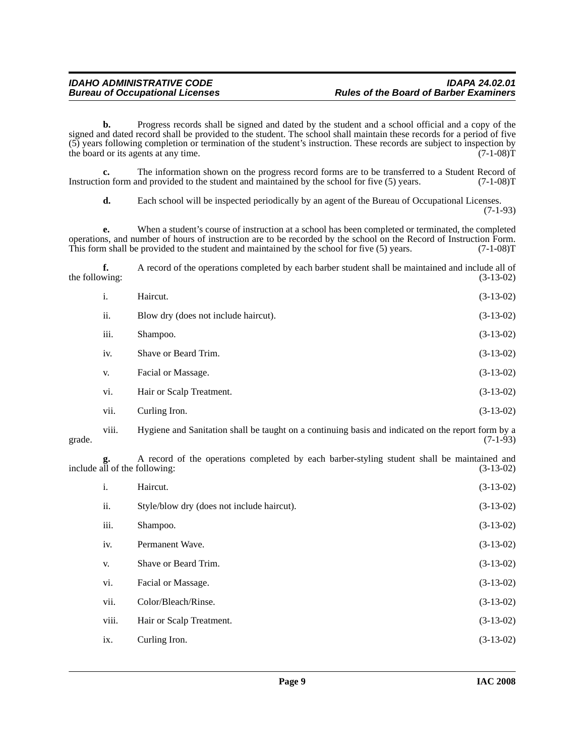**b.** Progress records shall be signed and dated by the student and a school official and a copy of the signed and dated record shall be provided to the student. The school shall maintain these records for a period of five (5) years following completion or termination of the student's instruction. These records are subject to inspection by the board or its agents at any time. (7-1-08)T

**c.** The information shown on the progress record forms are to be transferred to a Student Record of Instruction form and provided to the student and maintained by the school for five (5) years. (7-1-08)T

**d.** Each school will be inspected periodically by an agent of the Bureau of Occupational Licenses. (7-1-93)

**e.** When a student's course of instruction at a school has been completed or terminated, the completed operations, and number of hours of instruction are to be recorded by the school on the Record of Instruction Form. This form shall be provided to the student and maintained by the school for five (5) years. (7-1-08)T

**f.** A record of the operations completed by each barber student shall be maintained and include all of the following: (3-13-02)

i. Haircut. (3-13-02)

ii. Blow dry (does not include haircut). (3-13-02)

iii. Shampoo. (3-13-02)

iv. Shave or Beard Trim. (3-13-02)

v. Facial or Massage. (3-13-02)

vi. Hair or Scalp Treatment. (3-13-02)

vii. Curling Iron. (3-13-02)

viii. Hygiene and Sanitation shall be taught on a continuing basis and indicated on the report form by a grade. (7-1-93)

**g.** A record of the operations completed by each barber-styling student shall be maintained and include all of the following: (3-13-02)

i. Haircut. (3-13-02)

ii. Style/blow dry (does not include haircut). (3-13-02)

iii. Shampoo. (3-13-02)

iv. Permanent Wave. (3-13-02)

v. Shave or Beard Trim. (3-13-02)

vi. Facial or Massage. (3-13-02)

vii. Color/Bleach/Rinse. (3-13-02)

viii. Hair or Scalp Treatment. (3-13-02)

ix. Curling Iron. (3-13-02)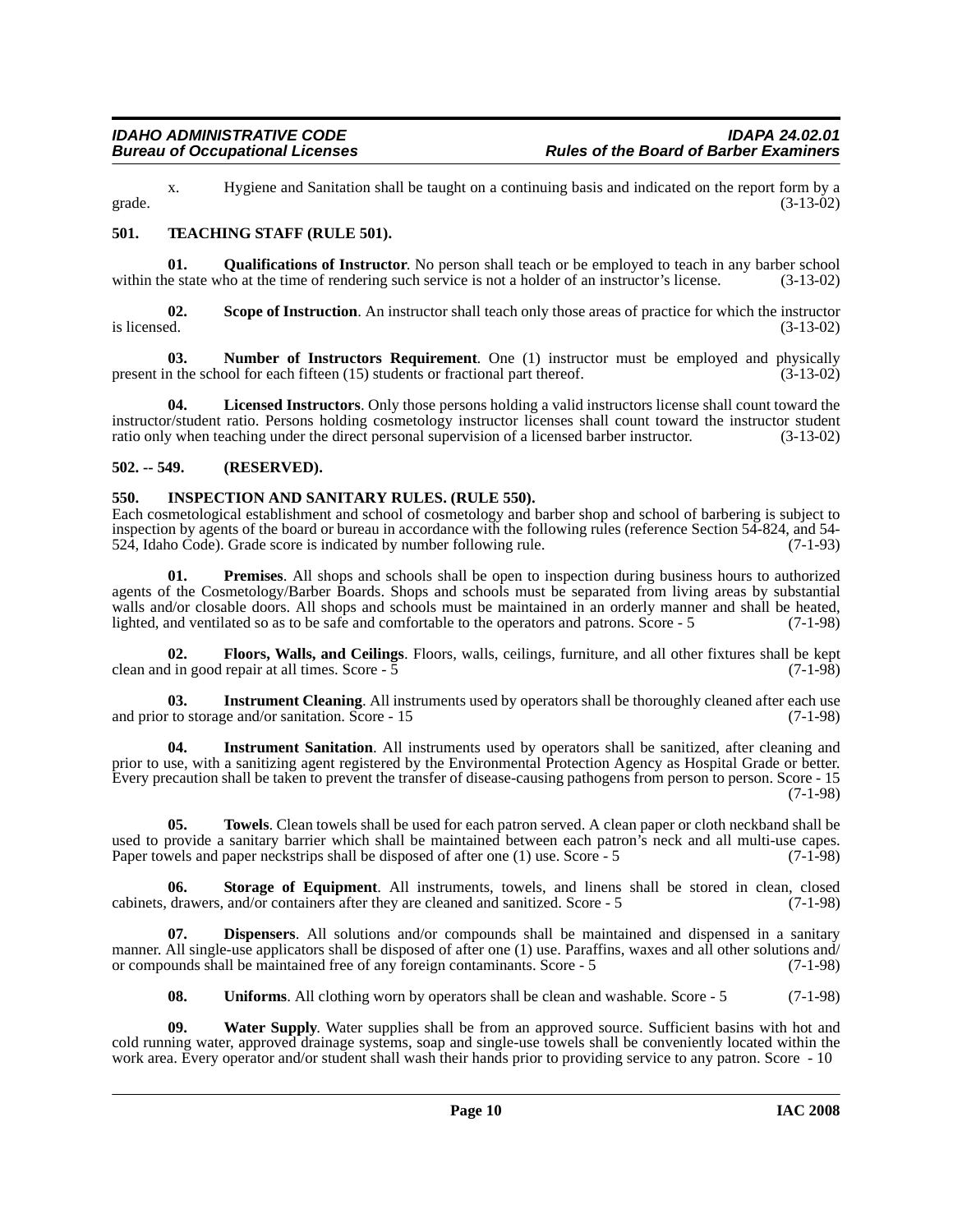x. Hygiene and Sanitation shall be taught on a continuing basis and indicated on the report form by a grade. (3-13-02)

## 501. TEACHING STAFF (RULE 501).

**01. Qualifications of Instructor**. No person shall teach or be employed to teach in any barber school within the state who at the time of rendering such service is not a holder of an instructor's license. (3-13-02)

**02. Scope of Instruction**. An instructor shall teach only those areas of practice for which the instructor is licensed. (3-13-02)

**03. Number of Instructors Requirement**. One (1) instructor must be employed and physically present in the school for each fifteen (15) students or fractional part thereof. (3-13-02)

**04. Licensed Instructors**. Only those persons holding a valid instructors license shall count toward the instructor/student ratio. Persons holding cosmetology instructor licenses shall count toward the instructor student ratio only when teaching under the direct personal supervision of a licensed barber instructor. (3-13-02)

## 502. -- 549. (RESERVED).

## 550. INSPECTION AND SANITARY RULES. (RULE 550).

Each cosmetological establishment and school of cosmetology and barber shop and school of barbering is subject to inspection by agents of the board or bureau in accordance with the following rules (reference Section 54-824, and 54-524, Idaho Code). Grade score is indicated by number following rule. (7-1-93)

**01. Premises**. All shops and schools shall be open to inspection during business hours to authorized agents of the Cosmetology/Barber Boards. Shops and schools must be separated from living areas by substantial walls and/or closable doors. All shops and schools must be maintained in an orderly manner and shall be heated, lighted, and ventilated so as to be safe and comfortable to the operators and patrons. Score - 5 (7-1-98)

**02. Floors, Walls, and Ceilings**. Floors, walls, ceilings, furniture, and all other fixtures shall be kept clean and in good repair at all times. Score - 5 (7-1-98)

**03. Instrument Cleaning**. All instruments used by operators shall be thoroughly cleaned after each use and prior to storage and/or sanitation. Score - 15 (7-1-98)

**04. Instrument Sanitation**. All instruments used by operators shall be sanitized, after cleaning and prior to use, with a sanitizing agent registered by the Environmental Protection Agency as Hospital Grade or better. Every precaution shall be taken to prevent the transfer of disease-causing pathogens from person to person. Score - 15 (7-1-98)

**05. Towels**. Clean towels shall be used for each patron served. A clean paper or cloth neckband shall be used to provide a sanitary barrier which shall be maintained between each patron's neck and all multi-use capes. Paper towels and paper neckstrips shall be disposed of after one (1) use. Score - 5 (7-1-98)

**06. Storage of Equipment**. All instruments, towels, and linens shall be stored in clean, closed cabinets, drawers, and/or containers after they are cleaned and sanitized. Score - 5 (7-1-98)

**07. Dispensers**. All solutions and/or compounds shall be maintained and dispensed in a sanitary manner. All single-use applicators shall be disposed of after one (1) use. Paraffins, waxes and all other solutions and/or compounds shall be maintained free of any foreign contaminants. Score - 5 (7-1-98)

**08. Uniforms**. All clothing worn by operators shall be clean and washable. Score - 5 (7-1-98)

**09. Water Supply**. Water supplies shall be from an approved source. Sufficient basins with hot and cold running water, approved drainage systems, soap and single-use towels shall be conveniently located within the work area. Every operator and/or student shall wash their hands prior to providing service to any patron. Score - 10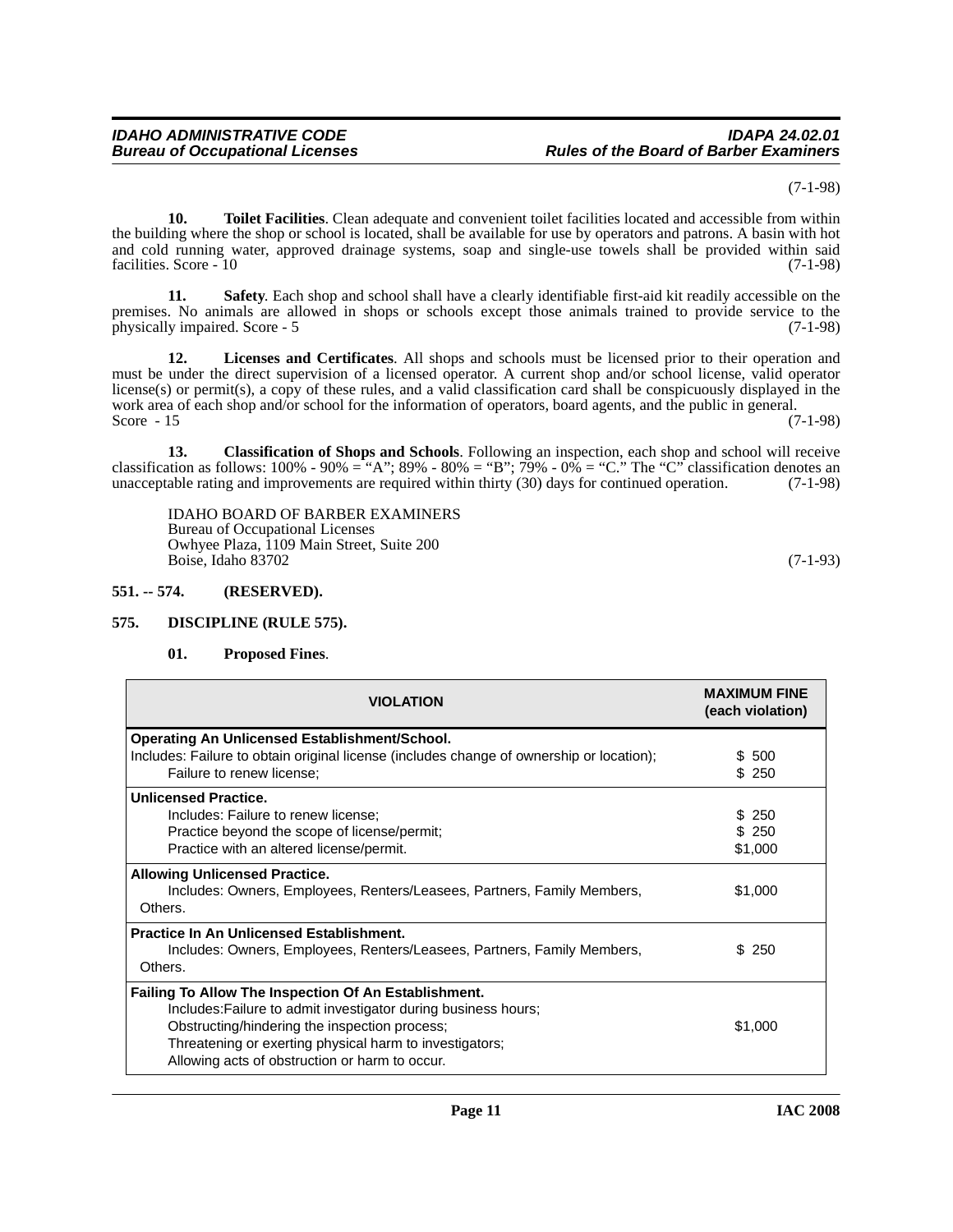(7-1-98)

**10. Toilet Facilities**. Clean adequate and convenient toilet facilities located and accessible from within the building where the shop or school is located, shall be available for use by operators and patrons. A basin with hot and cold running water, approved drainage systems, soap and single-use towels shall be provided within said facilities. Score - 10 (7-1-98)

**11. Safety**. Each shop and school shall have a clearly identifiable first-aid kit readily accessible on the premises. No animals are allowed in shops or schools except those animals trained to provide service to the physically impaired. Score - 5 (7-1-98)

**12. Licenses and Certificates**. All shops and schools must be licensed prior to their operation and must be under the direct supervision of a licensed operator. A current shop and/or school license, valid operator license(s) or permit(s), a copy of these rules, and a valid classification card shall be conspicuously displayed in the work area of each shop and/or school for the information of operators, board agents, and the public in general. Score - 15 (7-1-98)

**13. Classification of Shops and Schools**. Following an inspection, each shop and school will receive classification as follows: 100% - 90% = "A"; 89% - 80% = "B"; 79% - 0% = "C." The "C" classification denotes an unacceptable rating and improvements are required within thirty (30) days for continued operation. (7-1-98)

IDAHO BOARD OF BARBER EXAMINERS
Bureau of Occupational Licenses
Owhyee Plaza, 1109 Main Street, Suite 200
Boise, Idaho 83702 (7-1-93)

## 551. -- 574. (RESERVED).

## 575. DISCIPLINE (RULE 575).

**01. Proposed Fines**.

| VIOLATION | MAXIMUM FINE (each violation) |
|---|---|
| **Operating An Unlicensed Establishment/School.**<br>Includes: Failure to obtain original license (includes change of ownership or location);<br>Failure to renew license; | <br>$ 500<br>$ 250 |
| **Unlicensed Practice.**<br>Includes: Failure to renew license;<br>Practice beyond the scope of license/permit;<br>Practice with an altered license/permit. | $ 250<br>$ 250<br>$1,000 |
| **Allowing Unlicensed Practice.**<br>Includes: Owners, Employees, Renters/Leasees, Partners, Family Members, Others. | $1,000 |
| **Practice In An Unlicensed Establishment.**<br>Includes: Owners, Employees, Renters/Leasees, Partners, Family Members, Others. | $ 250 |
| **Failing To Allow The Inspection Of An Establishment.**<br>Includes:Failure to admit investigator during business hours;<br>Obstructing/hindering the inspection process;<br>Threatening or exerting physical harm to investigators;<br>Allowing acts of obstruction or harm to occur. | $1,000 |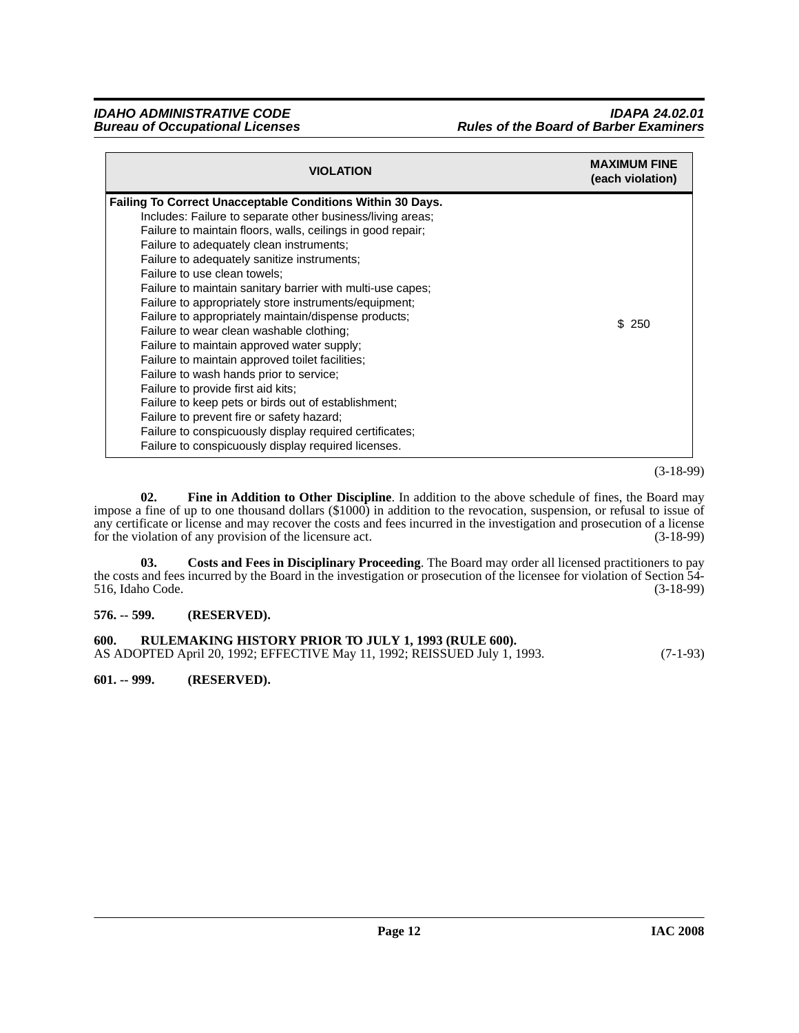| VIOLATION | MAXIMUM FINE (each violation) |
|---|---|
| **Failing To Correct Unacceptable Conditions Within 30 Days.**<br>Includes: Failure to separate other business/living areas;<br>Failure to maintain floors, walls, ceilings in good repair;<br>Failure to adequately clean instruments;<br>Failure to adequately sanitize instruments;<br>Failure to use clean towels;<br>Failure to maintain sanitary barrier with multi-use capes;<br>Failure to appropriately store instruments/equipment;<br>Failure to appropriately maintain/dispense products;<br>Failure to wear clean washable clothing;<br>Failure to maintain approved water supply;<br>Failure to maintain approved toilet facilities;<br>Failure to wash hands prior to service;<br>Failure to provide first aid kits;<br>Failure to keep pets or birds out of establishment;<br>Failure to prevent fire or safety hazard;<br>Failure to conspicuously display required certificates;<br>Failure to conspicuously display required licenses. | $ 250 |

(3-18-99)

**02. Fine in Addition to Other Discipline**. In addition to the above schedule of fines, the Board may impose a fine of up to one thousand dollars ($1000) in addition to the revocation, suspension, or refusal to issue of any certificate or license and may recover the costs and fees incurred in the investigation and prosecution of a license for the violation of any provision of the licensure act. (3-18-99)

**03. Costs and Fees in Disciplinary Proceeding**. The Board may order all licensed practitioners to pay the costs and fees incurred by the Board in the investigation or prosecution of the licensee for violation of Section 54-516, Idaho Code. (3-18-99)

**576. -- 599. (RESERVED).**

**600. RULEMAKING HISTORY PRIOR TO JULY 1, 1993 (RULE 600).**
AS ADOPTED April 20, 1992; EFFECTIVE May 11, 1992; REISSUED July 1, 1993. (7-1-93)

**601. -- 999. (RESERVED).**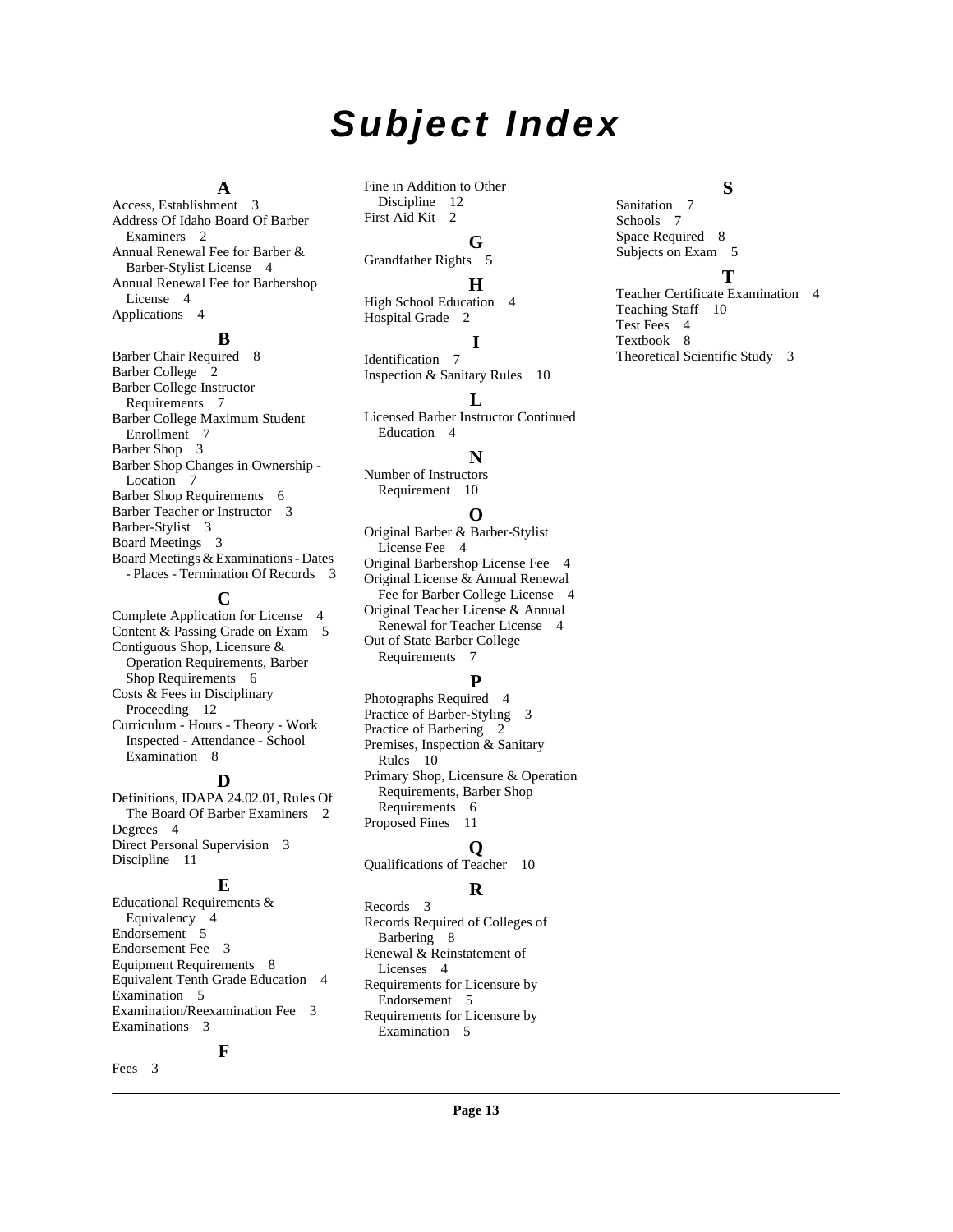# Subject Index

## A

Access, Establishment 3
Address Of Idaho Board Of Barber Examiners 2
Annual Renewal Fee for Barber & Barber-Stylist License 4
Annual Renewal Fee for Barbershop License 4
Applications 4

## B

Barber Chair Required 8
Barber College 2
Barber College Instructor Requirements 7
Barber College Maximum Student Enrollment 7
Barber Shop 3
Barber Shop Changes in Ownership - Location 7
Barber Shop Requirements 6
Barber Teacher or Instructor 3
Barber-Stylist 3
Board Meetings 3
Board Meetings & Examinations - Dates - Places - Termination Of Records 3

## C

Complete Application for License 4
Content & Passing Grade on Exam 5
Contiguous Shop, Licensure & Operation Requirements, Barber Shop Requirements 6
Costs & Fees in Disciplinary Proceeding 12
Curriculum - Hours - Theory - Work Inspected - Attendance - School Examination 8

## D

Definitions, IDAPA 24.02.01, Rules Of The Board Of Barber Examiners 2
Degrees 4
Direct Personal Supervision 3
Discipline 11

## E

Educational Requirements & Equivalency 4
Endorsement 5
Endorsement Fee 3
Equipment Requirements 8
Equivalent Tenth Grade Education 4
Examination 5
Examination/Reexamination Fee 3
Examinations 3

## F

Fees 3
Fine in Addition to Other Discipline 12
First Aid Kit 2

## G

Grandfather Rights 5

## H

High School Education 4
Hospital Grade 2

## I

Identification 7
Inspection & Sanitary Rules 10

## L

Licensed Barber Instructor Continued Education 4

## N

Number of Instructors Requirement 10

## O

Original Barber & Barber-Stylist License Fee 4
Original Barbershop License Fee 4
Original License & Annual Renewal Fee for Barber College License 4
Original Teacher License & Annual Renewal for Teacher License 4
Out of State Barber College Requirements 7

## P

Photographs Required 4
Practice of Barber-Styling 3
Practice of Barbering 2
Premises, Inspection & Sanitary Rules 10
Primary Shop, Licensure & Operation Requirements, Barber Shop Requirements 6
Proposed Fines 11

## Q

Qualifications of Teacher 10

## R

Records 3
Records Required of Colleges of Barbering 8
Renewal & Reinstatement of Licenses 4
Requirements for Licensure by Endorsement 5
Requirements for Licensure by Examination 5

## S

Sanitation 7
Schools 7
Space Required 8
Subjects on Exam 5

## T

Teacher Certificate Examination 4
Teaching Staff 10
Test Fees 4
Textbook 8
Theoretical Scientific Study 3